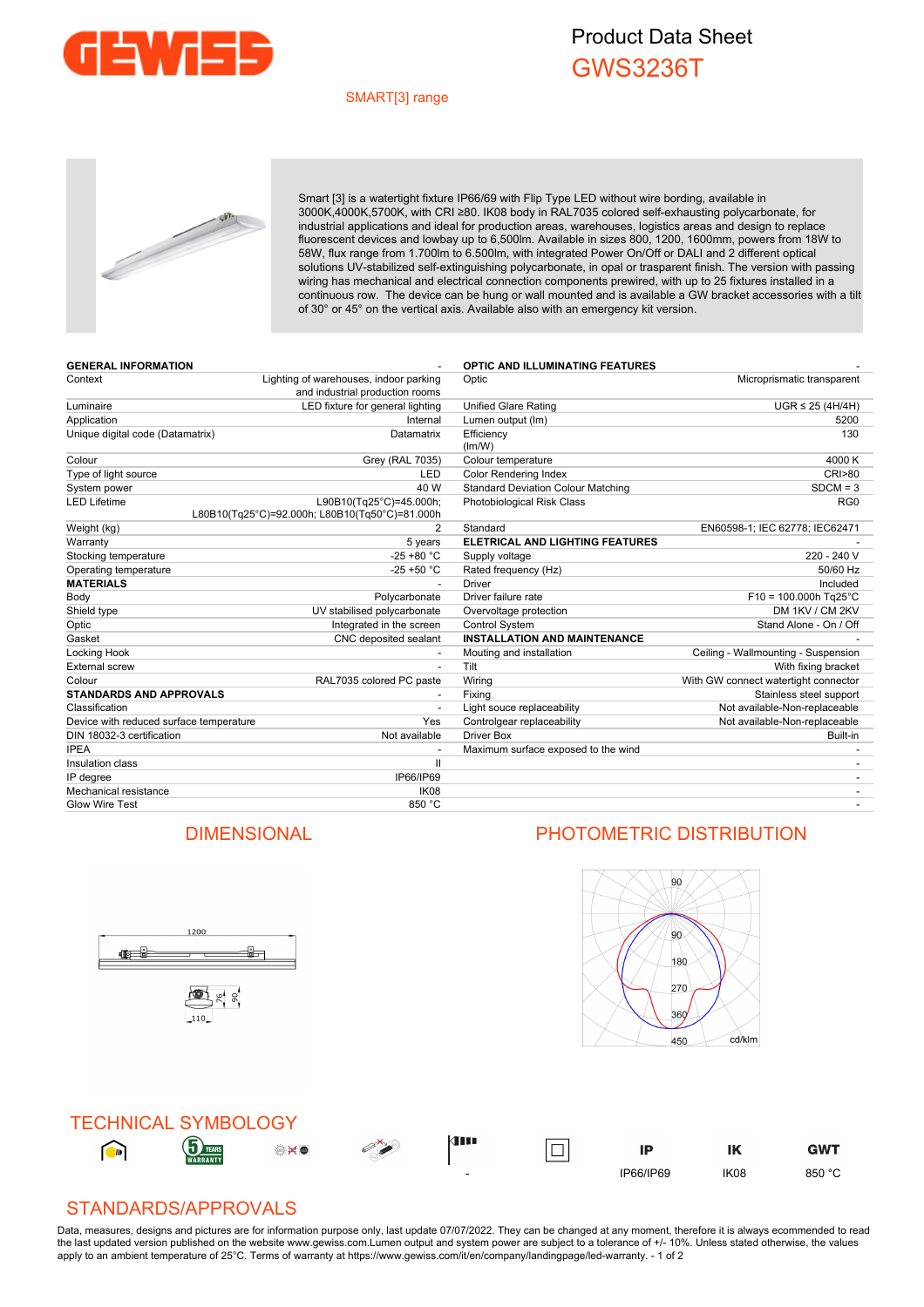# Product Data Sheet

## GWS3236T

SMART[3] range

Smart [3] is a watertight fixture IP66/69 with Flip Type LED without wire bording, available in 3000K,4000K,5700K, with CRI ≥80. IK08 body in RAL7035 colored self-exhausting polycarbonate, for industrial applications and ideal for production areas, warehouses, logistics areas and design to replace fluorescent devices and lowbay up to 6,500lm. Available in sizes 800, 1200, 1600mm, powers from 18W to 58W, flux range from 1.700lm to 6.500lm, with integrated Power On/Off or DALI and 2 different optical solutions UV-stabilized self-extinguishing polycarbonate, in opal or trasparent finish. The version with passing wiring has mechanical and electrical connection components prewired, with up to 25 fixtures installed in a continuous row. The device can be hung or wall mounted and is available a GW bracket accessories with a tilt of 30° or 45° on the vertical axis. Available also with an emergency kit version.

| **GENERAL INFORMATION** | - |
|---|---|
| Context | Lighting of warehouses, indoor parking and industrial production rooms |
| Luminaire | LED fixture for general lighting |
| Application | Internal |
| Unique digital code (Datamatrix) | Datamatrix |
| Colour | Grey (RAL 7035) |
| Type of light source | LED |
| System power | 40 W |
| LED Lifetime | L90B10(Tq25°C)=45.000h; L80B10(Tq25°C)=92.000h; L80B10(Tq50°C)=81.000h |
| Weight (kg) | 2 |
| Warranty | 5 years |
| Stocking temperature | -25 +80 °C |
| Operating temperature | -25 +50 °C |
| **MATERIALS** | - |
| Body | Polycarbonate |
| Shield type | UV stabilised polycarbonate |
| Optic | Integrated in the screen |
| Gasket | CNC deposited sealant |
| Locking Hook | - |
| External screw | - |
| Colour | RAL7035 colored PC paste |
| **STANDARDS AND APPROVALS** | - |
| Classification | - |
| Device with reduced surface temperature | Yes |
| DIN 18032-3 certification | Not available |
| IPEA | - |
| Insulation class | II |
| IP degree | IP66/IP69 |
| Mechanical resistance | IK08 |
| Glow Wire Test | 850 °C |

| **OPTIC AND ILLUMINATING FEATURES** | - |
|---|---|
| Optic | Microprismatic transparent |
| Unified Glare Rating | UGR ≤ 25 (4H/4H) |
| Lumen output (lm) | 5200 |
| Efficiency (lm/W) | 130 |
| Colour temperature | 4000 K |
| Color Rendering Index | CRI>80 |
| Standard Deviation Colour Matching | SDCM = 3 |
| Photobiological Risk Class | RG0 |
| Standard | EN60598-1; IEC 62778; IEC62471 |
| **ELETRICAL AND LIGHTING FEATURES** | - |
| Supply voltage | 220 - 240 V |
| Rated frequency (Hz) | 50/60 Hz |
| Driver | Included |
| Driver failure rate | F10 = 100.000h Tq25°C |
| Overvoltage protection | DM 1KV / CM 2KV |
| Control System | Stand Alone - On / Off |
| **INSTALLATION AND MAINTENANCE** | - |
| Mouting and installation | Ceiling - Wallmounting - Suspension |
| Tilt | With fixing bracket |
| Wiring | With GW connect watertight connector |
| Fixing | Stainless steel support |
| Light souce replaceability | Not available-Non-replaceable |
| Controlgear replaceability | Not available-Non-replaceable |
| Driver Box | Built-in |
| Maximum surface exposed to the wind | - |

## DIMENSIONAL

1200

110

76 | 90

## PHOTOMETRIC DISTRIBUTION

90, 90, 180, 270, 360, 450 cd/klm

## TECHNICAL SYMBOLOGY

| | | | | | | IP | IK | GWT |
|---|---|---|---|---|---|---|---|---|
| | 5 YEARS WARRANTY | | | - | | IP66/IP69 | IK08 | 850 °C |

## STANDARDS/APPROVALS

Data, measures, designs and pictures are for information purpose only, last update 07/07/2022. They can be changed at any moment, therefore it is always ecommended to read the last updated version published on the website www.gewiss.com.Lumen output and system power are subject to a tolerance of +/- 10%. Unless stated otherwise, the values apply to an ambient temperature of 25°C. Terms of warranty at https://www.gewiss.com/it/en/company/landingpage/led-warranty.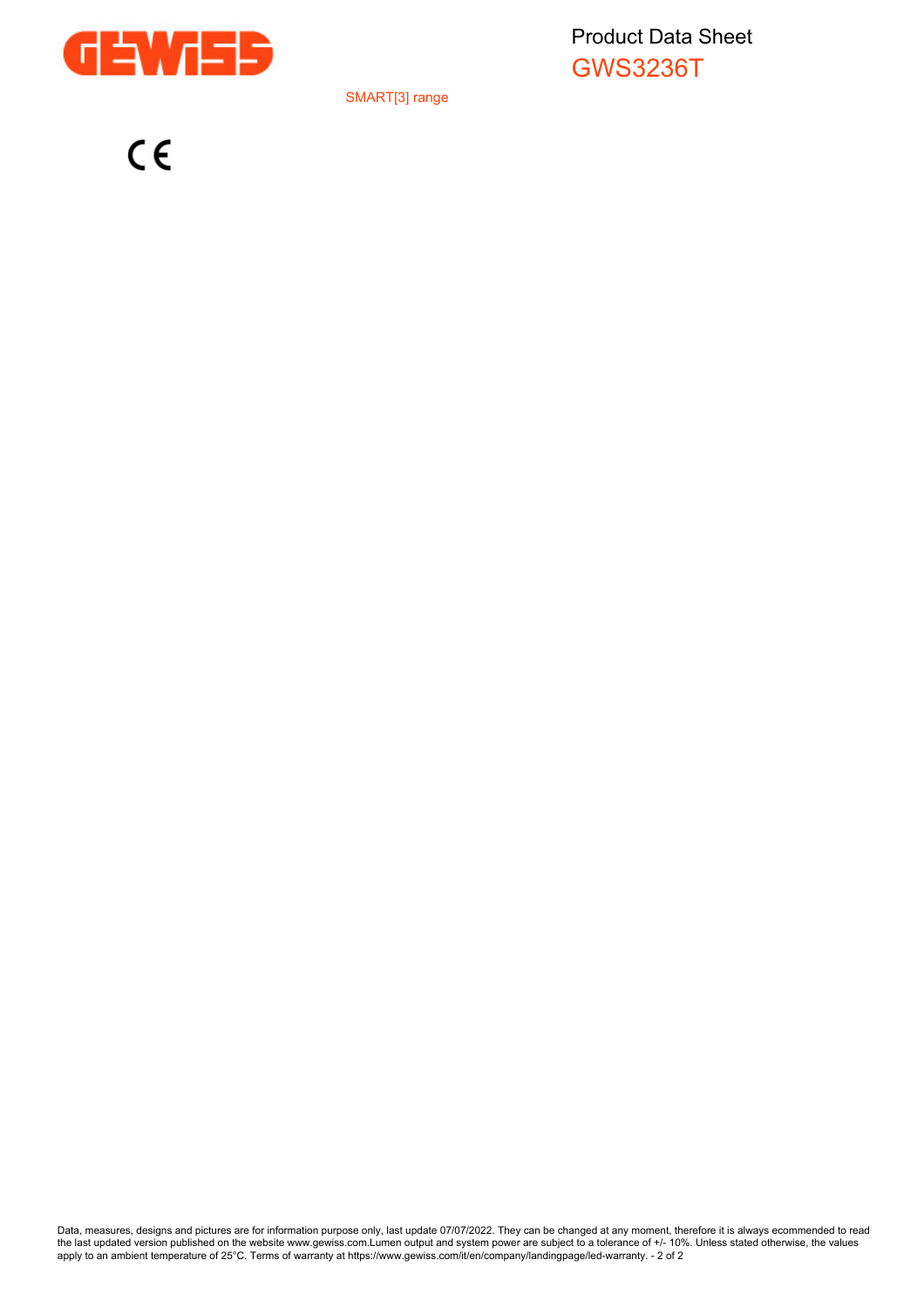# Product Data Sheet
## GWS3236T

SMART[3] range

CE

Data, measures, designs and pictures are for information purpose only, last update 07/07/2022. They can be changed at any moment, therefore it is always ecommended to read the last updated version published on the website www.gewiss.com.Lumen output and system power are subject to a tolerance of +/- 10%. Unless stated otherwise, the values apply to an ambient temperature of 25°C. Terms of warranty at https://www.gewiss.com/it/en/company/landingpage/led-warranty.